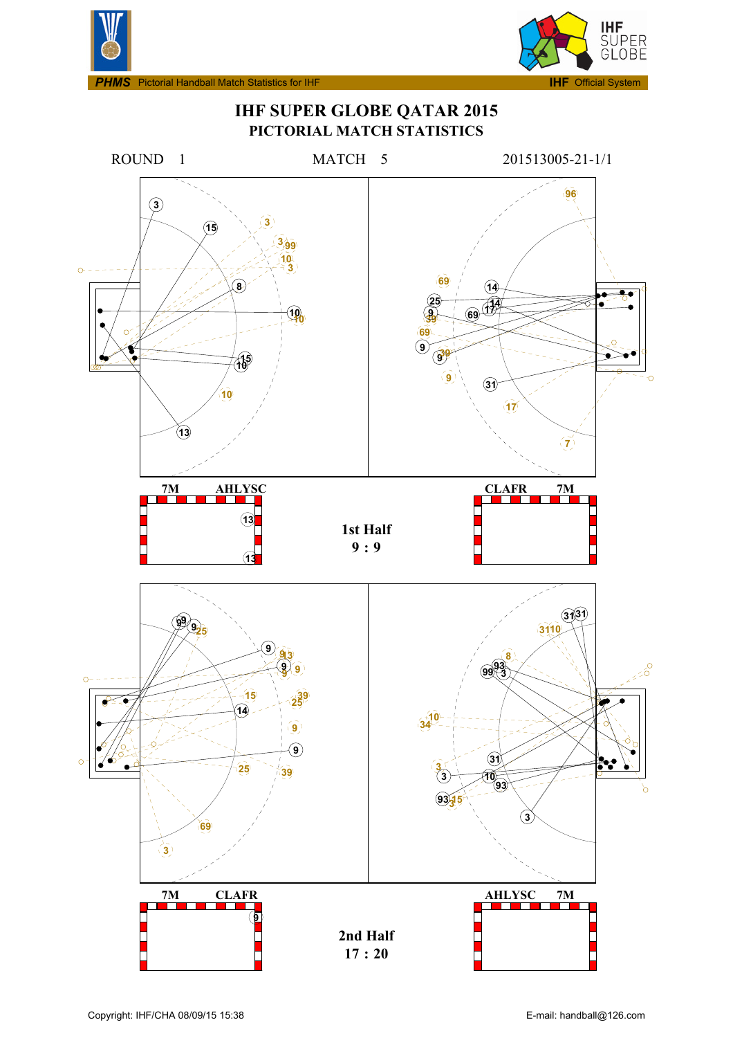**PHMS** Pictorial Handball Match Statistics for IHF — **IHF** Official System

# IHF SUPER GLOBE QATAR 2015

## PICTORIAL MATCH STATISTICS

ROUND 1 — MATCH 5 — 201513005-21-1/1

**7M** **AHLYSC** — **CLAFR** **7M**

**1st Half**
**9 : 9**

**7M** **CLAFR** — **AHLYSC** **7M**

**2nd Half**
**17 : 20**

Copyright: IHF/CHA 08/09/15 15:38 — E-mail: handball@126.com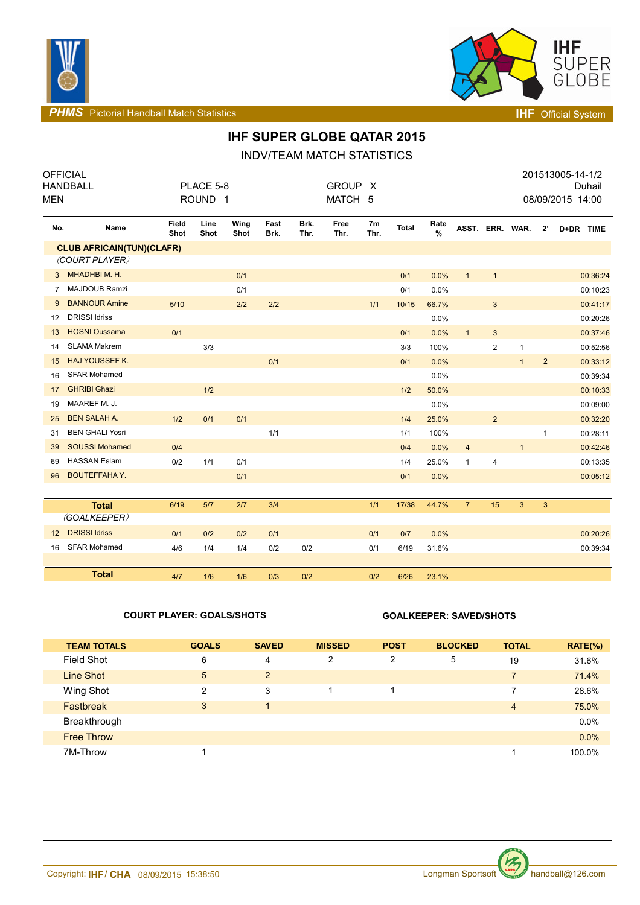PHMS Pictorial Handball Match Statistics — IHF Official System

# IHF SUPER GLOBE QATAR 2015

## INDV/TEAM MATCH STATISTICS

| | | | |
|---|---|---|---|
| OFFICIAL | | | 201513005-14-1/2 |
| HANDBALL | PLACE 5-8 | GROUP X | Duhail |
| MEN | ROUND 1 | MATCH 5 | 08/09/2015 14:00 |

| No. | Name | Field Shot | Line Shot | Wing Shot | Fast Brk. | Brk. Thr. | Free Thr. | 7m Thr. | Total | Rate % | ASST. | ERR. | WAR. | 2' | D+DR | TIME |
|---|---|---|---|---|---|---|---|---|---|---|---|---|---|---|---|---|
| | **CLUB AFRICAIN(TUN)(CLAFR)** | | | | | | | | | | | | | | | |
| | *(COURT PLAYER)* | | | | | | | | | | | | | | | |
| 3 | MHADHBI M. H. | | | 0/1 | | | | | 0/1 | 0.0% | 1 | 1 | | | | 00:36:24 |
| 7 | MAJDOUB Ramzi | | | 0/1 | | | | | 0/1 | 0.0% | | | | | | 00:10:23 |
| 9 | BANNOUR Amine | 5/10 | | 2/2 | 2/2 | | | 1/1 | 10/15 | 66.7% | | 3 | | | | 00:41:17 |
| 12 | DRISSI Idriss | | | | | | | | | 0.0% | | | | | | 00:20:26 |
| 13 | HOSNI Oussama | 0/1 | | | | | | | 0/1 | 0.0% | 1 | 3 | | | | 00:37:46 |
| 14 | SLAMA Makrem | | 3/3 | | | | | | 3/3 | 100% | | 2 | 1 | | | 00:52:56 |
| 15 | HAJ YOUSSEF K. | | | | 0/1 | | | | 0/1 | 0.0% | | | 1 | 2 | | 00:33:12 |
| 16 | SFAR Mohamed | | | | | | | | | 0.0% | | | | | | 00:39:34 |
| 17 | GHRIBI Ghazi | | 1/2 | | | | | | 1/2 | 50.0% | | | | | | 00:10:33 |
| 19 | MAAREF M. J. | | | | | | | | | 0.0% | | | | | | 00:09:00 |
| 25 | BEN SALAH A. | 1/2 | 0/1 | 0/1 | | | | | 1/4 | 25.0% | | 2 | | | | 00:32:20 |
| 31 | BEN GHALI Yosri | | | | 1/1 | | | | 1/1 | 100% | | | | 1 | | 00:28:11 |
| 39 | SOUSSI Mohamed | 0/4 | | | | | | | 0/4 | 0.0% | 4 | | 1 | | | 00:42:46 |
| 69 | HASSAN Eslam | 0/2 | 1/1 | 0/1 | | | | | 1/4 | 25.0% | 1 | 4 | | | | 00:13:35 |
| 96 | BOUTEFFAHA Y. | | | 0/1 | | | | | 0/1 | 0.0% | | | | | | 00:05:12 |
| | **Total** | 6/19 | 5/7 | 2/7 | 3/4 | | | 1/1 | 17/38 | 44.7% | 7 | 15 | 3 | 3 | | |
| | *(GOALKEEPER)* | | | | | | | | | | | | | | | |
| 12 | DRISSI Idriss | 0/1 | 0/2 | 0/2 | 0/1 | | | 0/1 | 0/7 | 0.0% | | | | | | 00:20:26 |
| 16 | SFAR Mohamed | 4/6 | 1/4 | 1/4 | 0/2 | 0/2 | | 0/1 | 6/19 | 31.6% | | | | | | 00:39:34 |
| | **Total** | 4/7 | 1/6 | 1/6 | 0/3 | 0/2 | | 0/2 | 6/26 | 23.1% | | | | | | |

**COURT PLAYER: GOALS/SHOTS** — **GOALKEEPER: SAVED/SHOTS**

| TEAM TOTALS | GOALS | SAVED | MISSED | POST | BLOCKED | TOTAL | RATE(%) |
|---|---|---|---|---|---|---|---|
| Field Shot | 6 | 4 | 2 | 2 | 5 | 19 | 31.6% |
| Line Shot | 5 | 2 | | | | 7 | 71.4% |
| Wing Shot | 2 | 3 | 1 | 1 | | 7 | 28.6% |
| Fastbreak | 3 | 1 | | | | 4 | 75.0% |
| Breakthrough | | | | | | | 0.0% |
| Free Throw | | | | | | | 0.0% |
| 7M-Throw | 1 | | | | | 1 | 100.0% |

Copyright: IHF / CHA 08/09/2015 15:38:50 — Longman Sportsoft — handball@126.com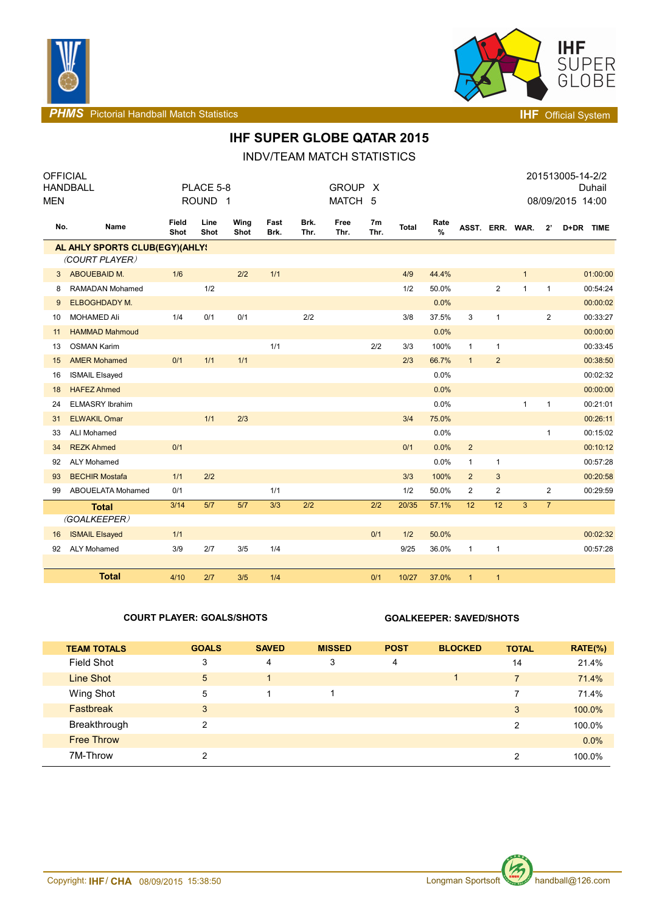# IHF SUPER GLOBE QATAR 2015

## INDV/TEAM MATCH STATISTICS

| OFFICIAL | | | 201513005-14-2/2 |
|---|---|---|---|
| HANDBALL | PLACE 5-8 | GROUP X | Duhail |
| MEN | ROUND 1 | MATCH 5 | 08/09/2015 14:00 |

| No. | Name | Field Shot | Line Shot | Wing Shot | Fast Brk. | Brk. Thr. | Free Thr. | 7m Thr. | Total | Rate % | ASST. | ERR. | WAR. | 2' | D+DR | TIME |
|---|---|---|---|---|---|---|---|---|---|---|---|---|---|---|---|---|
| | **AL AHLY SPORTS CLUB(EGY)(AHLY** | | | | | | | | | | | | | | | |
| | *(COURT PLAYER)* | | | | | | | | | | | | | | | |
| 3 | ABOUEBAID M. | 1/6 | | 2/2 | 1/1 | | | | 4/9 | 44.4% | | | 1 | | | 01:00:00 |
| 8 | RAMADAN Mohamed | | 1/2 | | | | | | 1/2 | 50.0% | | 2 | 1 | 1 | | 00:54:24 |
| 9 | ELBOGHDADY M. | | | | | | | | | 0.0% | | | | | | 00:00:02 |
| 10 | MOHAMED Ali | 1/4 | 0/1 | 0/1 | | 2/2 | | | 3/8 | 37.5% | 3 | 1 | | 2 | | 00:33:27 |
| 11 | HAMMAD Mahmoud | | | | | | | | | 0.0% | | | | | | 00:00:00 |
| 13 | OSMAN Karim | | | | 1/1 | | | 2/2 | 3/3 | 100% | 1 | 1 | | | | 00:33:45 |
| 15 | AMER Mohamed | 0/1 | 1/1 | 1/1 | | | | | 2/3 | 66.7% | 1 | 2 | | | | 00:38:50 |
| 16 | ISMAIL Elsayed | | | | | | | | | 0.0% | | | | | | 00:02:32 |
| 18 | HAFEZ Ahmed | | | | | | | | | 0.0% | | | | | | 00:00:00 |
| 24 | ELMASRY Ibrahim | | | | | | | | | 0.0% | | | 1 | 1 | | 00:21:01 |
| 31 | ELWAKIL Omar | | 1/1 | 2/3 | | | | | 3/4 | 75.0% | | | | | | 00:26:11 |
| 33 | ALI Mohamed | | | | | | | | | 0.0% | | | | 1 | | 00:15:02 |
| 34 | REZK Ahmed | 0/1 | | | | | | | 0/1 | 0.0% | 2 | | | | | 00:10:12 |
| 92 | ALY Mohamed | | | | | | | | | 0.0% | 1 | 1 | | | | 00:57:28 |
| 93 | BECHIR Mostafa | 1/1 | 2/2 | | | | | | 3/3 | 100% | 2 | 3 | | | | 00:20:58 |
| 99 | ABOUELATA Mohamed | 0/1 | | | 1/1 | | | | 1/2 | 50.0% | 2 | 2 | | 2 | | 00:29:59 |
| | **Total** | 3/14 | 5/7 | 5/7 | 3/3 | 2/2 | | 2/2 | 20/35 | 57.1% | 12 | 12 | 3 | 7 | | |
| | *(GOALKEEPER)* | | | | | | | | | | | | | | | |
| 16 | ISMAIL Elsayed | 1/1 | | | | | | 0/1 | 1/2 | 50.0% | | | | | | 00:02:32 |
| 92 | ALY Mohamed | 3/9 | 2/7 | 3/5 | 1/4 | | | | 9/25 | 36.0% | 1 | 1 | | | | 00:57:28 |
| | **Total** | 4/10 | 2/7 | 3/5 | 1/4 | | | 0/1 | 10/27 | 37.0% | 1 | 1 | | | | |

**COURT PLAYER: GOALS/SHOTS** **GOALKEEPER: SAVED/SHOTS**

| TEAM TOTALS | GOALS | SAVED | MISSED | POST | BLOCKED | TOTAL | RATE(%) |
|---|---|---|---|---|---|---|---|
| Field Shot | 3 | 4 | 3 | 4 | | 14 | 21.4% |
| Line Shot | 5 | 1 | | | 1 | 7 | 71.4% |
| Wing Shot | 5 | 1 | 1 | | | 7 | 71.4% |
| Fastbreak | 3 | | | | | 3 | 100.0% |
| Breakthrough | 2 | | | | | 2 | 100.0% |
| Free Throw | | | | | | | 0.0% |
| 7M-Throw | 2 | | | | | 2 | 100.0% |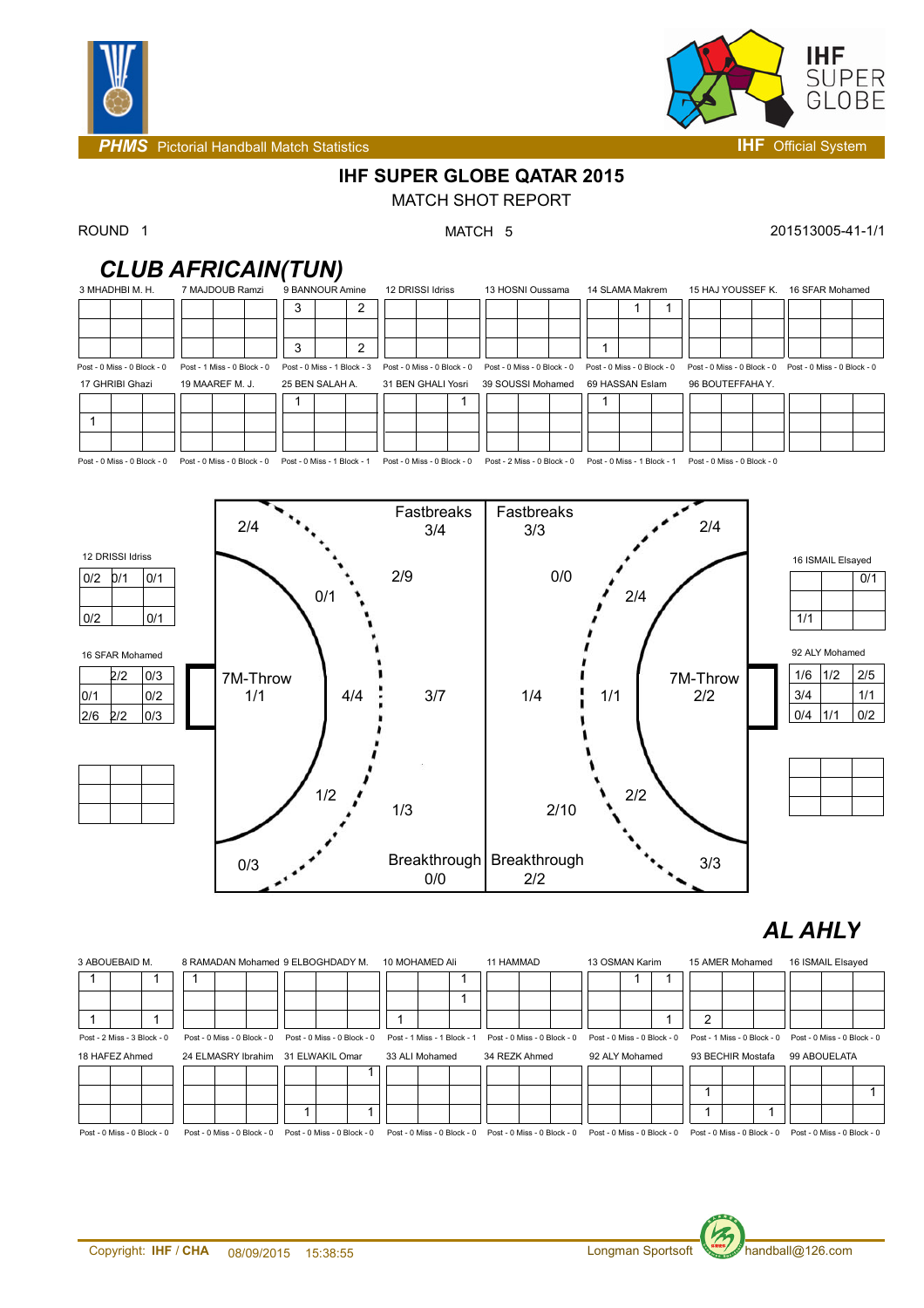PHMS Pictorial Handball Match Statistics

IHF Official System

# IHF SUPER GLOBE QATAR 2015

MATCH SHOT REPORT

ROUND 1 MATCH 5 201513005-41-1/1

## CLUB AFRICAIN(TUN)

3 MHADHBI M. H. — Post - 0 Miss - 0 Block - 0

7 MAJDOUB Ramzi — Post - 1 Miss - 0 Block - 0

9 BANNOUR Amine — 3, 2 / 3, 2 — Post - 0 Miss - 1 Block - 3

12 DRISSI Idriss — Post - 0 Miss - 0 Block - 0

13 HOSNI Oussama — Post - 0 Miss - 0 Block - 0

14 SLAMA Makrem — 1, 1 / 1 — Post - 0 Miss - 0 Block - 0

15 HAJ YOUSSEF K. — Post - 0 Miss - 0 Block - 0

16 SFAR Mohamed — Post - 0 Miss - 0 Block - 0

17 GHRIBI Ghazi — 1 — Post - 0 Miss - 0 Block - 0

19 MAAREF M. J. — Post - 0 Miss - 0 Block - 0

25 BEN SALAH A. — 1 — Post - 0 Miss - 1 Block - 1

31 BEN GHALI Yosri — 1 — Post - 0 Miss - 0 Block - 0

39 SOUSSI Mohamed — Post - 2 Miss - 0 Block - 0

69 HASSAN Eslam — 1 — Post - 0 Miss - 1 Block - 1

96 BOUTEFFAHA Y. — Post - 0 Miss - 0 Block - 0

12 DRISSI Idriss

| | | |
|---|---|---|
| 0/2 | 0/1 | 0/1 |
| | | |
| 0/2 | | 0/1 |

16 SFAR Mohamed

| | | |
|---|---|---|
| | 2/2 | 0/3 |
| 0/1 | | 0/2 |
| 2/6 | 2/2 | 0/3 |

Left court: 2/4, Fastbreaks 3/4, 0/1, 2/9, 7M-Throw 1/1, 4/4, 3/7, 1/2, 1/3, 0/3, Breakthrough 0/0

Right court: Fastbreaks 3/3, 2/4, 0/0, 2/4, 7M-Throw 2/2, 1/4, 1/1, 2/2, 2/10, Breakthrough 2/2, 3/3

16 ISMAIL Elsayed

| | | |
|---|---|---|
| | | 0/1 |
| | | |
| 1/1 | | |

92 ALY Mohamed

| | | |
|---|---|---|
| 1/6 | 1/2 | 2/5 |
| 3/4 | | 1/1 |
| 0/4 | 1/1 | 0/2 |

## AL AHLY

3 ABOUEBAID M. — 1, 1 / 1, 1 — Post - 2 Miss - 3 Block - 0

8 RAMADAN Mohamed — 1 — Post - 0 Miss - 0 Block - 0

9 ELBOGHDADY M. — Post - 0 Miss - 0 Block - 0

10 MOHAMED Ali — 1 / 1 / 1 — Post - 1 Miss - 1 Block - 1

11 HAMMAD — Post - 0 Miss - 0 Block - 0

13 OSMAN Karim — 1, 1 / 1 — Post - 0 Miss - 0 Block - 0

15 AMER Mohamed — 2 — Post - 1 Miss - 0 Block - 0

16 ISMAIL Elsayed — Post - 0 Miss - 0 Block - 0

18 HAFEZ Ahmed — Post - 0 Miss - 0 Block - 0

24 ELMASRY Ibrahim — Post - 0 Miss - 0 Block - 0

31 ELWAKIL Omar — 1 / 1, 1 — Post - 0 Miss - 0 Block - 0

33 ALI Mohamed — Post - 0 Miss - 0 Block - 0

34 REZK Ahmed — Post - 0 Miss - 0 Block - 0

92 ALY Mohamed — Post - 0 Miss - 0 Block - 0

93 BECHIR Mostafa — 1 / 1, 1 — Post - 0 Miss - 0 Block - 0

99 ABOUELATA — 1 — Post - 0 Miss - 0 Block - 0

Copyright: IHF / CHA 08/09/2015 15:38:55 Longman Sportsoft handball@126.com